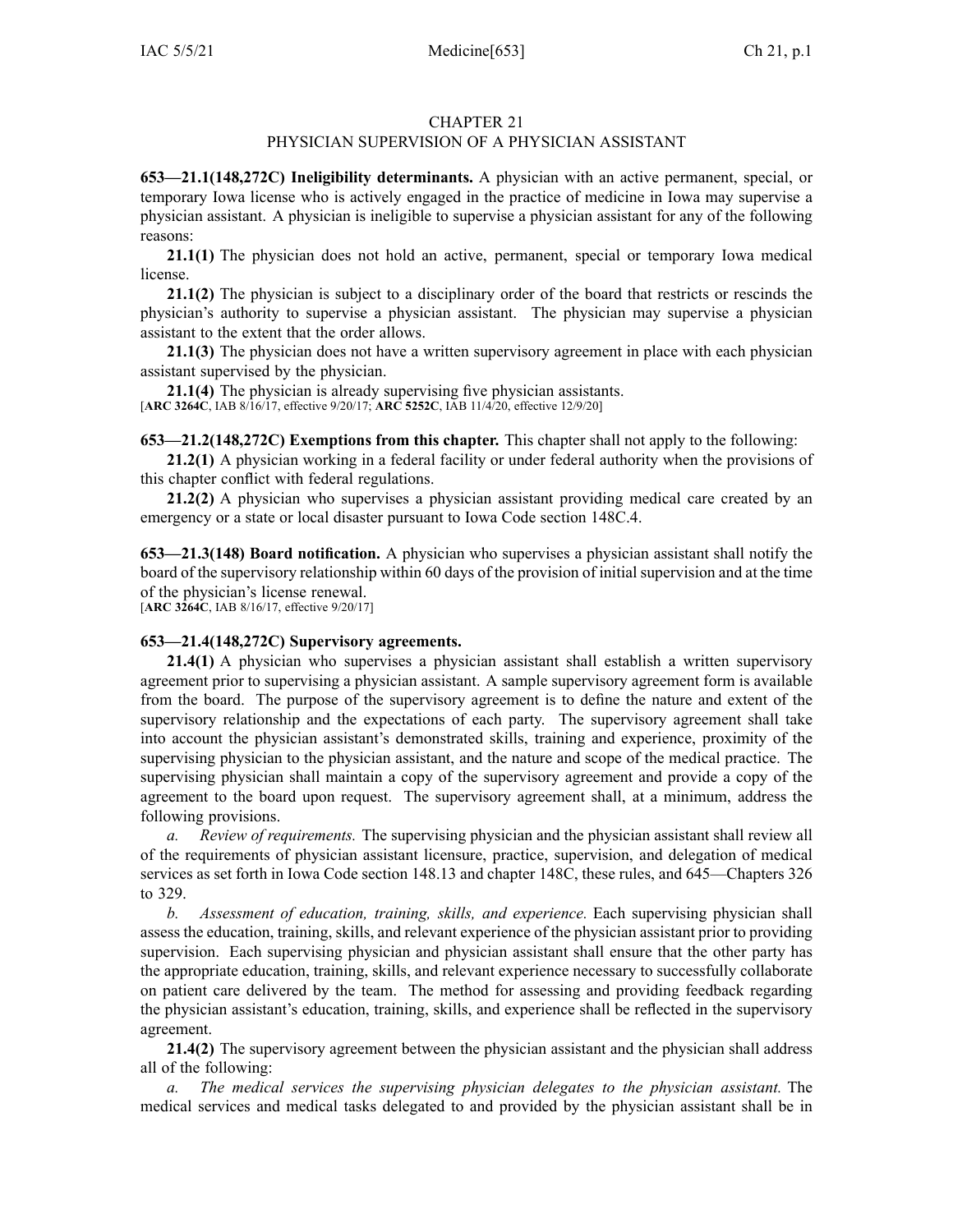# CHAPTER 21
## PHYSICIAN SUPERVISION OF A PHYSICIAN ASSISTANT

**653—21.1(148,272C) Ineligibility determinants.** A physician with an active permanent, special, or temporary Iowa license who is actively engaged in the practice of medicine in Iowa may supervise a physician assistant. A physician is ineligible to supervise a physician assistant for any of the following reasons:

**21.1(1)** The physician does not hold an active, permanent, special or temporary Iowa medical license.

**21.1(2)** The physician is subject to a disciplinary order of the board that restricts or rescinds the physician's authority to supervise a physician assistant. The physician may supervise a physician assistant to the extent that the order allows.

**21.1(3)** The physician does not have a written supervisory agreement in place with each physician assistant supervised by the physician.

**21.1(4)** The physician is already supervising five physician assistants.
[**ARC 3264C**, IAB 8/16/17, effective 9/20/17; **ARC 5252C**, IAB 11/4/20, effective 12/9/20]

**653—21.2(148,272C) Exemptions from this chapter.** This chapter shall not apply to the following:

**21.2(1)** A physician working in a federal facility or under federal authority when the provisions of this chapter conflict with federal regulations.

**21.2(2)** A physician who supervises a physician assistant providing medical care created by an emergency or a state or local disaster pursuant to Iowa Code section 148C.4.

**653—21.3(148) Board notification.** A physician who supervises a physician assistant shall notify the board of the supervisory relationship within 60 days of the provision of initial supervision and at the time of the physician's license renewal.
[**ARC 3264C**, IAB 8/16/17, effective 9/20/17]

**653—21.4(148,272C) Supervisory agreements.**

**21.4(1)** A physician who supervises a physician assistant shall establish a written supervisory agreement prior to supervising a physician assistant. A sample supervisory agreement form is available from the board. The purpose of the supervisory agreement is to define the nature and extent of the supervisory relationship and the expectations of each party. The supervisory agreement shall take into account the physician assistant's demonstrated skills, training and experience, proximity of the supervising physician to the physician assistant, and the nature and scope of the medical practice. The supervising physician shall maintain a copy of the supervisory agreement and provide a copy of the agreement to the board upon request. The supervisory agreement shall, at a minimum, address the following provisions.

*a. Review of requirements.* The supervising physician and the physician assistant shall review all of the requirements of physician assistant licensure, practice, supervision, and delegation of medical services as set forth in Iowa Code section 148.13 and chapter 148C, these rules, and 645—Chapters 326 to 329.

*b. Assessment of education, training, skills, and experience.* Each supervising physician shall assess the education, training, skills, and relevant experience of the physician assistant prior to providing supervision. Each supervising physician and physician assistant shall ensure that the other party has the appropriate education, training, skills, and relevant experience necessary to successfully collaborate on patient care delivered by the team. The method for assessing and providing feedback regarding the physician assistant's education, training, skills, and experience shall be reflected in the supervisory agreement.

**21.4(2)** The supervisory agreement between the physician assistant and the physician shall address all of the following:

*a. The medical services the supervising physician delegates to the physician assistant.* The medical services and medical tasks delegated to and provided by the physician assistant shall be in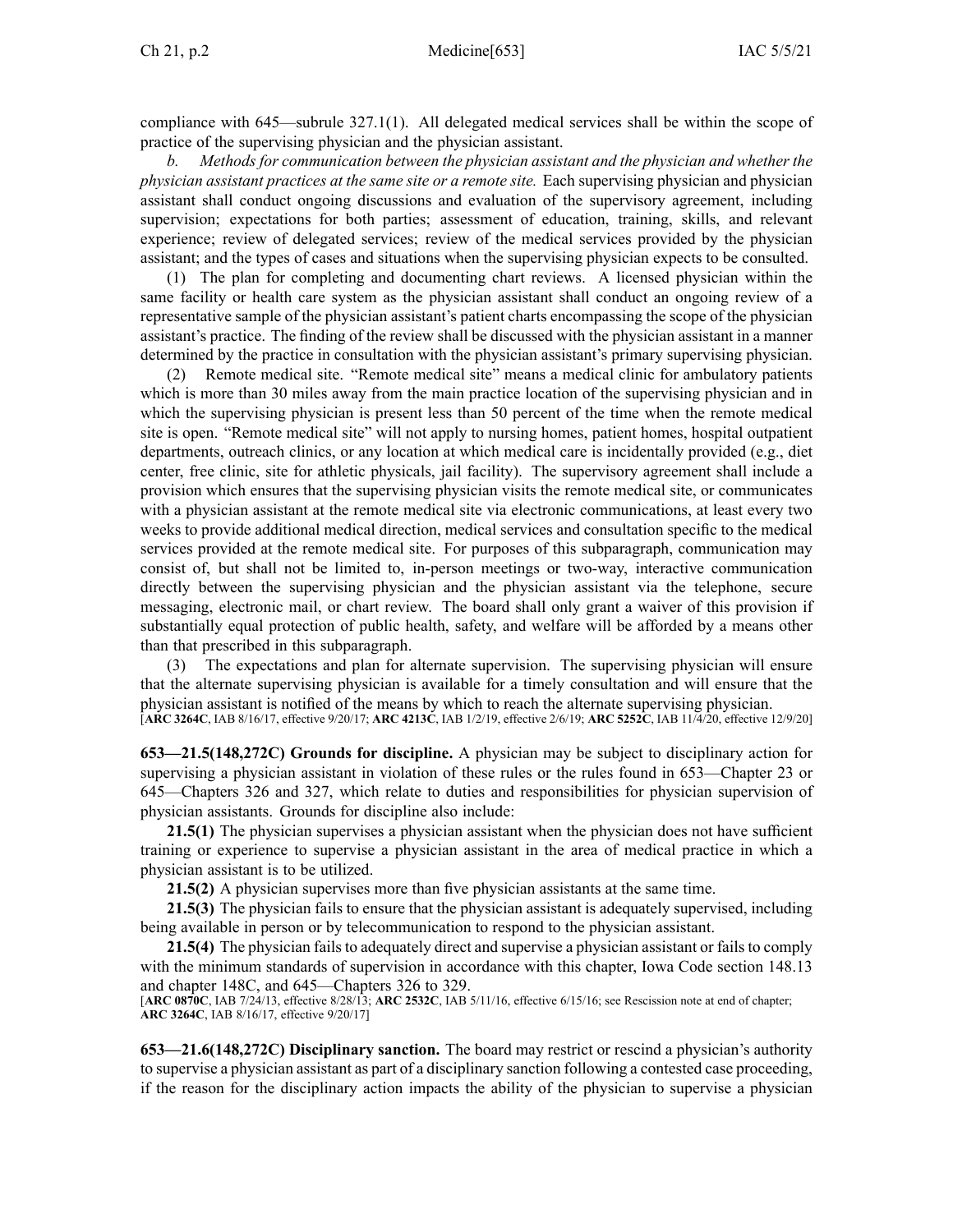compliance with 645—subrule 327.1(1). All delegated medical services shall be within the scope of practice of the supervising physician and the physician assistant.

*b. Methods for communication between the physician assistant and the physician and whether the physician assistant practices at the same site or a remote site.* Each supervising physician and physician assistant shall conduct ongoing discussions and evaluation of the supervisory agreement, including supervision; expectations for both parties; assessment of education, training, skills, and relevant experience; review of delegated services; review of the medical services provided by the physician assistant; and the types of cases and situations when the supervising physician expects to be consulted.

(1) The plan for completing and documenting chart reviews. A licensed physician within the same facility or health care system as the physician assistant shall conduct an ongoing review of a representative sample of the physician assistant's patient charts encompassing the scope of the physician assistant's practice. The finding of the review shall be discussed with the physician assistant in a manner determined by the practice in consultation with the physician assistant's primary supervising physician.

(2) Remote medical site. "Remote medical site" means a medical clinic for ambulatory patients which is more than 30 miles away from the main practice location of the supervising physician and in which the supervising physician is present less than 50 percent of the time when the remote medical site is open. "Remote medical site" will not apply to nursing homes, patient homes, hospital outpatient departments, outreach clinics, or any location at which medical care is incidentally provided (e.g., diet center, free clinic, site for athletic physicals, jail facility). The supervisory agreement shall include a provision which ensures that the supervising physician visits the remote medical site, or communicates with a physician assistant at the remote medical site via electronic communications, at least every two weeks to provide additional medical direction, medical services and consultation specific to the medical services provided at the remote medical site. For purposes of this subparagraph, communication may consist of, but shall not be limited to, in-person meetings or two-way, interactive communication directly between the supervising physician and the physician assistant via the telephone, secure messaging, electronic mail, or chart review. The board shall only grant a waiver of this provision if substantially equal protection of public health, safety, and welfare will be afforded by a means other than that prescribed in this subparagraph.

(3) The expectations and plan for alternate supervision. The supervising physician will ensure that the alternate supervising physician is available for a timely consultation and will ensure that the physician assistant is notified of the means by which to reach the alternate supervising physician.

[**ARC 3264C**, IAB 8/16/17, effective 9/20/17; **ARC 4213C**, IAB 1/2/19, effective 2/6/19; **ARC 5252C**, IAB 11/4/20, effective 12/9/20]

**653—21.5(148,272C) Grounds for discipline.** A physician may be subject to disciplinary action for supervising a physician assistant in violation of these rules or the rules found in 653—Chapter 23 or 645—Chapters 326 and 327, which relate to duties and responsibilities for physician supervision of physician assistants. Grounds for discipline also include:

**21.5(1)** The physician supervises a physician assistant when the physician does not have sufficient training or experience to supervise a physician assistant in the area of medical practice in which a physician assistant is to be utilized.

**21.5(2)** A physician supervises more than five physician assistants at the same time.

**21.5(3)** The physician fails to ensure that the physician assistant is adequately supervised, including being available in person or by telecommunication to respond to the physician assistant.

**21.5(4)** The physician fails to adequately direct and supervise a physician assistant or fails to comply with the minimum standards of supervision in accordance with this chapter, Iowa Code section 148.13 and chapter 148C, and 645—Chapters 326 to 329.

[**ARC 0870C**, IAB 7/24/13, effective 8/28/13; **ARC 2532C**, IAB 5/11/16, effective 6/15/16; see Rescission note at end of chapter; **ARC 3264C**, IAB 8/16/17, effective 9/20/17]

**653—21.6(148,272C) Disciplinary sanction.** The board may restrict or rescind a physician's authority to supervise a physician assistant as part of a disciplinary sanction following a contested case proceeding, if the reason for the disciplinary action impacts the ability of the physician to supervise a physician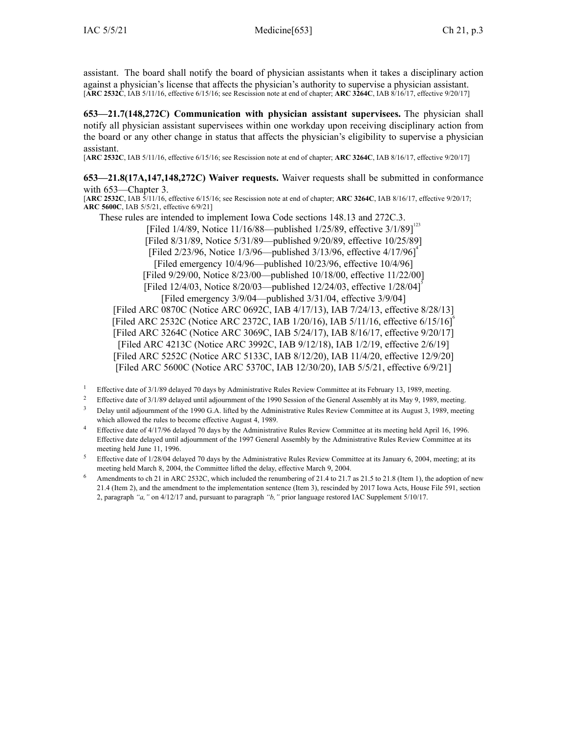assistant. The board shall notify the board of physician assistants when it takes a disciplinary action against a physician's license that affects the physician's authority to supervise a physician assistant.
[**ARC 2532C**, IAB 5/11/16, effective 6/15/16; see Rescission note at end of chapter; **ARC 3264C**, IAB 8/16/17, effective 9/20/17]

**653—21.7(148,272C) Communication with physician assistant supervisees.** The physician shall notify all physician assistant supervisees within one workday upon receiving disciplinary action from the board or any other change in status that affects the physician's eligibility to supervise a physician assistant.
[**ARC 2532C**, IAB 5/11/16, effective 6/15/16; see Rescission note at end of chapter; **ARC 3264C**, IAB 8/16/17, effective 9/20/17]

**653—21.8(17A,147,148,272C) Waiver requests.** Waiver requests shall be submitted in conformance with 653—Chapter 3.
[**ARC 2532C**, IAB 5/11/16, effective 6/15/16; see Rescission note at end of chapter; **ARC 3264C**, IAB 8/16/17, effective 9/20/17; **ARC 5600C**, IAB 5/5/21, effective 6/9/21]

These rules are intended to implement Iowa Code sections 148.13 and 272C.3.

[Filed 1/4/89, Notice 11/16/88—published 1/25/89, effective 3/1/89][1][2][3]
[Filed 8/31/89, Notice 5/31/89—published 9/20/89, effective 10/25/89]
[Filed 2/23/96, Notice 1/3/96—published 3/13/96, effective 4/17/96][4]
[Filed emergency 10/4/96—published 10/23/96, effective 10/4/96]
[Filed 9/29/00, Notice 8/23/00—published 10/18/00, effective 11/22/00]
[Filed 12/4/03, Notice 8/20/03—published 12/24/03, effective 1/28/04][5]
[Filed emergency 3/9/04—published 3/31/04, effective 3/9/04]
[Filed ARC 0870C (Notice ARC 0692C, IAB 4/17/13), IAB 7/24/13, effective 8/28/13]
[Filed ARC 2532C (Notice ARC 2372C, IAB 1/20/16), IAB 5/11/16, effective 6/15/16][6]
[Filed ARC 3264C (Notice ARC 3069C, IAB 5/24/17), IAB 8/16/17, effective 9/20/17]
[Filed ARC 4213C (Notice ARC 3992C, IAB 9/12/18), IAB 1/2/19, effective 2/6/19]
[Filed ARC 5252C (Notice ARC 5133C, IAB 8/12/20), IAB 11/4/20, effective 12/9/20]
[Filed ARC 5600C (Notice ARC 5370C, IAB 12/30/20), IAB 5/5/21, effective 6/9/21]

[1] Effective date of 3/1/89 delayed 70 days by Administrative Rules Review Committee at its February 13, 1989, meeting.

[2] Effective date of 3/1/89 delayed until adjournment of the 1990 Session of the General Assembly at its May 9, 1989, meeting.

[3] Delay until adjournment of the 1990 G.A. lifted by the Administrative Rules Review Committee at its August 3, 1989, meeting which allowed the rules to become effective August 4, 1989.

[4] Effective date of 4/17/96 delayed 70 days by the Administrative Rules Review Committee at its meeting held April 16, 1996. Effective date delayed until adjournment of the 1997 General Assembly by the Administrative Rules Review Committee at its meeting held June 11, 1996.

[5] Effective date of 1/28/04 delayed 70 days by the Administrative Rules Review Committee at its January 6, 2004, meeting; at its meeting held March 8, 2004, the Committee lifted the delay, effective March 9, 2004.

[6] Amendments to ch 21 in ARC 2532C, which included the renumbering of 21.4 to 21.7 as 21.5 to 21.8 (Item 1), the adoption of new 21.4 (Item 2), and the amendment to the implementation sentence (Item 3), rescinded by 2017 Iowa Acts, House File 591, section 2, paragraph *"a,"* on 4/12/17 and, pursuant to paragraph *"b,"* prior language restored IAC Supplement 5/10/17.